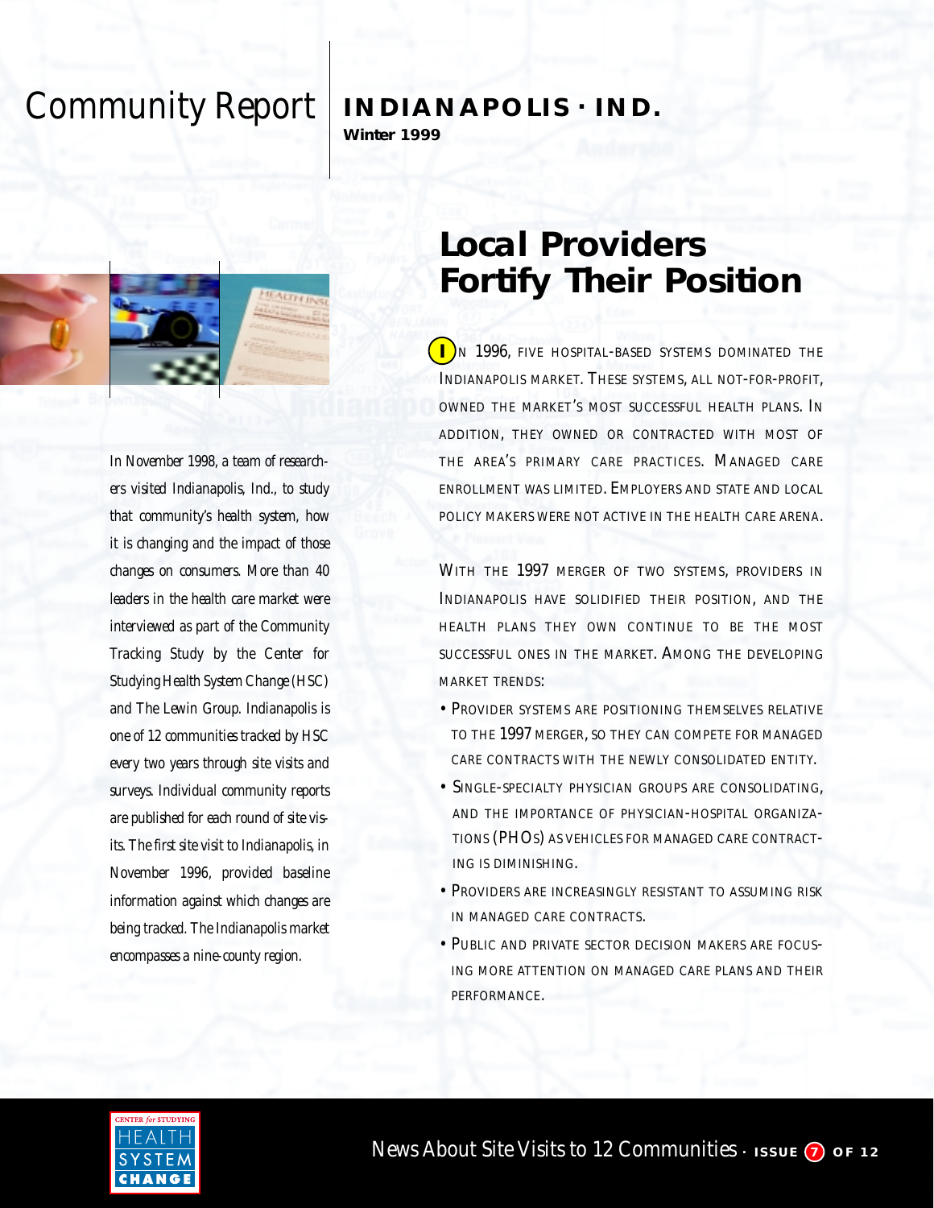# Community Report

## INDIANAPOLIS · IND.

**Winter 1999**

*In November 1998, a team of researchers visited Indianapolis, Ind., to study that community's health system, how it is changing and the impact of those changes on consumers. More than 40 leaders in the health care market were interviewed as part of the Community Tracking Study by the Center for Studying Health System Change (HSC) and The Lewin Group. Indianapolis is one of 12 communities tracked by HSC every two years through site visits and surveys. Individual community reports are published for each round of site visits. The first site visit to Indianapolis, in November 1996, provided baseline information against which changes are being tracked. The Indianapolis market encompasses a nine-county region.*

# Local Providers Fortify Their Position

In 1996, five hospital-based systems dominated the Indianapolis market. These systems, all not-for-profit, owned the market's most successful health plans. In addition, they owned or contracted with most of the area's primary care practices. Managed care enrollment was limited. Employers and state and local policy makers were not active in the health care arena.

With the 1997 merger of two systems, providers in Indianapolis have solidified their position, and the health plans they own continue to be the most successful ones in the market. Among the developing market trends:

- Provider systems are positioning themselves relative to the 1997 merger, so they can compete for managed care contracts with the newly consolidated entity.
- Single-specialty physician groups are consolidating, and the importance of physician-hospital organizations (PHOs) as vehicles for managed care contracting is diminishing.
- Providers are increasingly resistant to assuming risk in managed care contracts.
- Public and private sector decision makers are focusing more attention on managed care plans and their performance.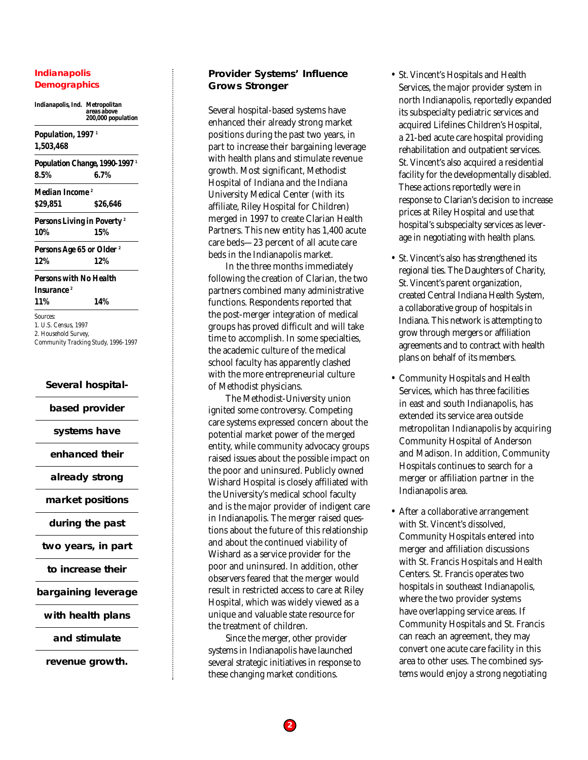## Indianapolis Demographics

| Indianapolis, Ind. | Metropolitan areas above 200,000 population |
|---|---|
| **Population, 1997** [1] | |
| 1,503,468 | |
| **Population Change, 1990-1997** [1] | |
| 8.5% | 6.7% |
| **Median Income** [2] | |
| $29,851 | $26,646 |
| **Persons Living in Poverty** [2] | |
| 10% | 15% |
| **Persons Age 65 or Older** [2] | |
| 12% | 12% |
| **Persons with No Health Insurance** [2] | |
| 11% | 14% |

Sources:
1. U.S. Census, 1997
2. Household Survey, Community Tracking Study, 1996-1997

**Several hospital-based provider systems have enhanced their already strong market positions during the past two years, in part to increase their bargaining leverage with health plans and stimulate revenue growth.**

### Provider Systems' Influence Grows Stronger

Several hospital-based systems have enhanced their already strong market positions during the past two years, in part to increase their bargaining leverage with health plans and stimulate revenue growth. Most significant, Methodist Hospital of Indiana and the Indiana University Medical Center (with its affiliate, Riley Hospital for Children) merged in 1997 to create Clarian Health Partners. This new entity has 1,400 acute care beds—23 percent of all acute care beds in the Indianapolis market.

In the three months immediately following the creation of Clarian, the two partners combined many administrative functions. Respondents reported that the post-merger integration of medical groups has proved difficult and will take time to accomplish. In some specialties, the academic culture of the medical school faculty has apparently clashed with the more entrepreneurial culture of Methodist physicians.

The Methodist-University union ignited some controversy. Competing care systems expressed concern about the potential market power of the merged entity, while community advocacy groups raised issues about the possible impact on the poor and uninsured. Publicly owned Wishard Hospital is closely affiliated with the University's medical school faculty and is the major provider of indigent care in Indianapolis. The merger raised questions about the future of this relationship and about the continued viability of Wishard as a service provider for the poor and uninsured. In addition, other observers feared that the merger would result in restricted access to care at Riley Hospital, which was widely viewed as a unique and valuable state resource for the treatment of children.

Since the merger, other provider systems in Indianapolis have launched several strategic initiatives in response to these changing market conditions.

- St. Vincent's Hospitals and Health Services, the major provider system in north Indianapolis, reportedly expanded its subspecialty pediatric services and acquired Lifelines Children's Hospital, a 21-bed acute care hospital providing rehabilitation and outpatient services. St. Vincent's also acquired a residential facility for the developmentally disabled. These actions reportedly were in response to Clarian's decision to increase prices at Riley Hospital and use that hospital's subspecialty services as leverage in negotiating with health plans.

- St. Vincent's also has strengthened its regional ties. The Daughters of Charity, St. Vincent's parent organization, created Central Indiana Health System, a collaborative group of hospitals in Indiana. This network is attempting to grow through mergers or affiliation agreements and to contract with health plans on behalf of its members.

- Community Hospitals and Health Services, which has three facilities in east and south Indianapolis, has extended its service area outside metropolitan Indianapolis by acquiring Community Hospital of Anderson and Madison. In addition, Community Hospitals continues to search for a merger or affiliation partner in the Indianapolis area.

- After a collaborative arrangement with St. Vincent's dissolved, Community Hospitals entered into merger and affiliation discussions with St. Francis Hospitals and Health Centers. St. Francis operates two hospitals in southeast Indianapolis, where the two provider systems have overlapping service areas. If Community Hospitals and St. Francis can reach an agreement, they may convert one acute care facility in this area to other uses. The combined systems would enjoy a strong negotiating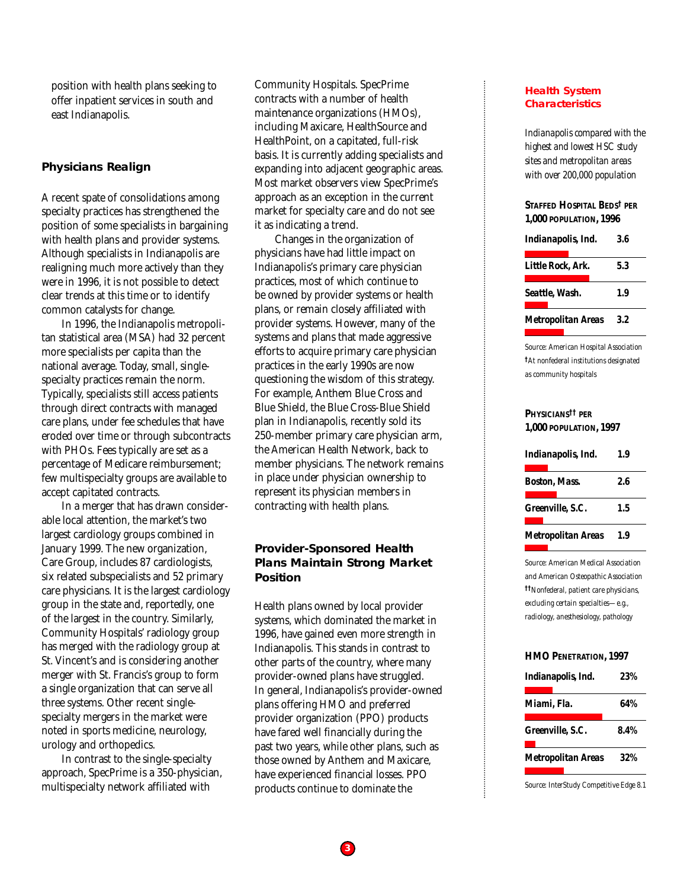position with health plans seeking to offer inpatient services in south and east Indianapolis.

### Physicians Realign

A recent spate of consolidations among specialty practices has strengthened the position of some specialists in bargaining with health plans and provider systems. Although specialists in Indianapolis are realigning much more actively than they were in 1996, it is not possible to detect clear trends at this time or to identify common catalysts for change.

In 1996, the Indianapolis metropolitan statistical area (MSA) had 32 percent more specialists per capita than the national average. Today, small, single-specialty practices remain the norm. Typically, specialists still access patients through direct contracts with managed care plans, under fee schedules that have eroded over time or through subcontracts with PHOs. Fees typically are set as a percentage of Medicare reimbursement; few multispecialty groups are available to accept capitated contracts.

In a merger that has drawn considerable local attention, the market's two largest cardiology groups combined in January 1999. The new organization, Care Group, includes 87 cardiologists, six related subspecialists and 52 primary care physicians. It is the largest cardiology group in the state and, reportedly, one of the largest in the country. Similarly, Community Hospitals' radiology group has merged with the radiology group at St. Vincent's and is considering another merger with St. Francis's group to form a single organization that can serve all three systems. Other recent single-specialty mergers in the market were noted in sports medicine, neurology, urology and orthopedics.

In contrast to the single-specialty approach, SpecPrime is a 350-physician, multispecialty network affiliated with Community Hospitals. SpecPrime contracts with a number of health maintenance organizations (HMOs), including Maxicare, HealthSource and HealthPoint, on a capitated, full-risk basis. It is currently adding specialists and expanding into adjacent geographic areas. Most market observers view SpecPrime's approach as an exception in the current market for specialty care and do not see it as indicating a trend.

Changes in the organization of physicians have had little impact on Indianapolis's primary care physician practices, most of which continue to be owned by provider systems or health plans, or remain closely affiliated with provider systems. However, many of the systems and plans that made aggressive efforts to acquire primary care physician practices in the early 1990s are now questioning the wisdom of this strategy. For example, Anthem Blue Cross and Blue Shield, the Blue Cross-Blue Shield plan in Indianapolis, recently sold its 250-member primary care physician arm, the American Health Network, back to member physicians. The network remains in place under physician ownership to represent its physician members in contracting with health plans.

### Provider-Sponsored Health Plans Maintain Strong Market Position

Health plans owned by local provider systems, which dominated the market in 1996, have gained even more strength in Indianapolis. This stands in contrast to other parts of the country, where many provider-owned plans have struggled. In general, Indianapolis's provider-owned plans offering HMO and preferred provider organization (PPO) products have fared well financially during the past two years, while other plans, such as those owned by Anthem and Maxicare, have experienced financial losses. PPO products continue to dominate the

### Health System Characteristics

*Indianapolis compared with the highest and lowest HSC study sites and metropolitan areas with over 200,000 population*

**STAFFED HOSPITAL BEDS† PER 1,000 POPULATION, 1996**

Indianapolis, Ind. 3.6

Little Rock, Ark. 5.3

Seattle, Wash. 1.9

Metropolitan Areas 3.2

*Source: American Hospital Association*
*†At nonfederal institutions designated as community hospitals*

**PHYSICIANS†† PER 1,000 POPULATION, 1997**

Indianapolis, Ind. 1.9

Boston, Mass. 2.6

Greenville, S.C. 1.5

Metropolitan Areas 1.9

*Source: American Medical Association and American Osteopathic Association*
*††Nonfederal, patient care physicians, excluding certain specialties—e.g., radiology, anesthesiology, pathology*

**HMO PENETRATION, 1997**

Indianapolis, Ind. 23%

Miami, Fla. 64%

Greenville, S.C. 8.4%

Metropolitan Areas 32%

*Source: InterStudy Competitive Edge 8.1*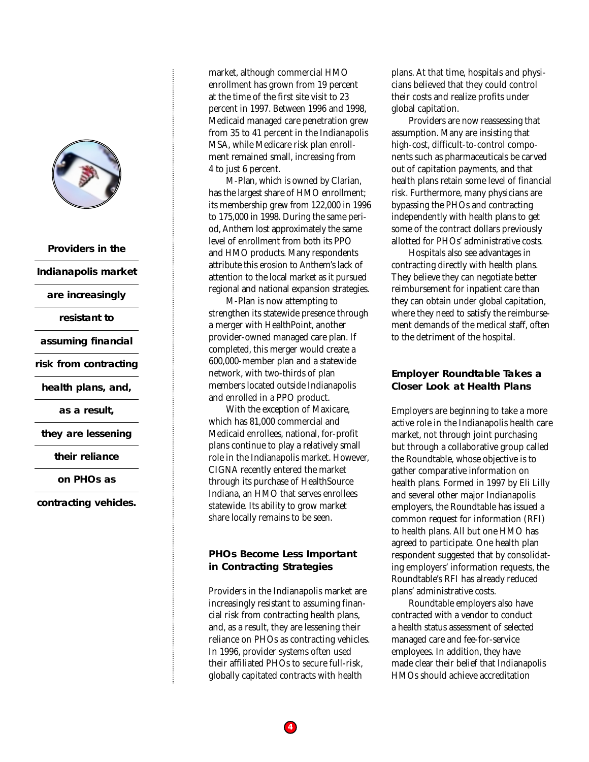**Providers in the Indianapolis market are increasingly resistant to assuming financial risk from contracting health plans, and, as a result, they are lessening their reliance on PHOs as contracting vehicles.**

market, although commercial HMO enrollment has grown from 19 percent at the time of the first site visit to 23 percent in 1997. Between 1996 and 1998, Medicaid managed care penetration grew from 35 to 41 percent in the Indianapolis MSA, while Medicare risk plan enrollment remained small, increasing from 4 to just 6 percent.

M-Plan, which is owned by Clarian, has the largest share of HMO enrollment; its membership grew from 122,000 in 1996 to 175,000 in 1998. During the same period, Anthem lost approximately the same level of enrollment from both its PPO and HMO products. Many respondents attribute this erosion to Anthem's lack of attention to the local market as it pursued regional and national expansion strategies.

M-Plan is now attempting to strengthen its statewide presence through a merger with HealthPoint, another provider-owned managed care plan. If completed, this merger would create a 600,000-member plan and a statewide network, with two-thirds of plan members located outside Indianapolis and enrolled in a PPO product.

With the exception of Maxicare, which has 81,000 commercial and Medicaid enrollees, national, for-profit plans continue to play a relatively small role in the Indianapolis market. However, CIGNA recently entered the market through its purchase of HealthSource Indiana, an HMO that serves enrollees statewide. Its ability to grow market share locally remains to be seen.

### PHOs Become Less Important in Contracting Strategies

Providers in the Indianapolis market are increasingly resistant to assuming financial risk from contracting health plans, and, as a result, they are lessening their reliance on PHOs as contracting vehicles. In 1996, provider systems often used their affiliated PHOs to secure full-risk, globally capitated contracts with health plans. At that time, hospitals and physicians believed that they could control their costs and realize profits under global capitation.

Providers are now reassessing that assumption. Many are insisting that high-cost, difficult-to-control components such as pharmaceuticals be carved out of capitation payments, and that health plans retain some level of financial risk. Furthermore, many physicians are bypassing the PHOs and contracting independently with health plans to get some of the contract dollars previously allotted for PHOs' administrative costs.

Hospitals also see advantages in contracting directly with health plans. They believe they can negotiate better reimbursement for inpatient care than they can obtain under global capitation, where they need to satisfy the reimbursement demands of the medical staff, often to the detriment of the hospital.

### Employer Roundtable Takes a Closer Look at Health Plans

Employers are beginning to take a more active role in the Indianapolis health care market, not through joint purchasing but through a collaborative group called the Roundtable, whose objective is to gather comparative information on health plans. Formed in 1997 by Eli Lilly and several other major Indianapolis employers, the Roundtable has issued a common request for information (RFI) to health plans. All but one HMO has agreed to participate. One health plan respondent suggested that by consolidating employers' information requests, the Roundtable's RFI has already reduced plans' administrative costs.

Roundtable employers also have contracted with a vendor to conduct a health status assessment of selected managed care and fee-for-service employees. In addition, they have made clear their belief that Indianapolis HMOs should achieve accreditation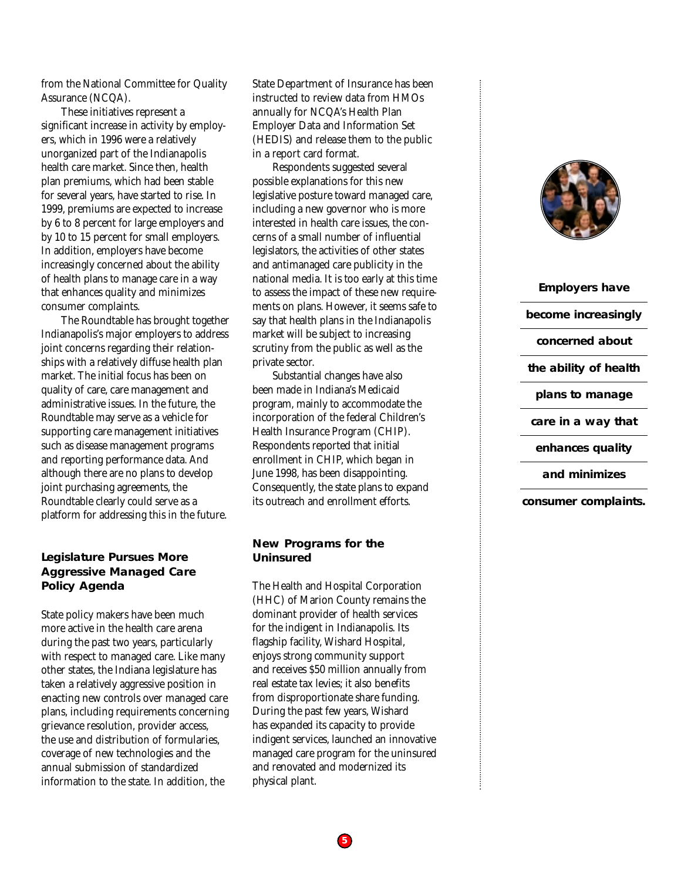from the National Committee for Quality Assurance (NCQA).

These initiatives represent a significant increase in activity by employers, which in 1996 were a relatively unorganized part of the Indianapolis health care market. Since then, health plan premiums, which had been stable for several years, have started to rise. In 1999, premiums are expected to increase by 6 to 8 percent for large employers and by 10 to 15 percent for small employers. In addition, employers have become increasingly concerned about the ability of health plans to manage care in a way that enhances quality and minimizes consumer complaints.

The Roundtable has brought together Indianapolis's major employers to address joint concerns regarding their relationships with a relatively diffuse health plan market. The initial focus has been on quality of care, care management and administrative issues. In the future, the Roundtable may serve as a vehicle for supporting care management initiatives such as disease management programs and reporting performance data. And although there are no plans to develop joint purchasing agreements, the Roundtable clearly could serve as a platform for addressing this in the future.

## Legislature Pursues More Aggressive Managed Care Policy Agenda

State policy makers have been much more active in the health care arena during the past two years, particularly with respect to managed care. Like many other states, the Indiana legislature has taken a relatively aggressive position in enacting new controls over managed care plans, including requirements concerning grievance resolution, provider access, the use and distribution of formularies, coverage of new technologies and the annual submission of standardized information to the state. In addition, the State Department of Insurance has been instructed to review data from HMOs annually for NCQA's Health Plan Employer Data and Information Set (HEDIS) and release them to the public in a report card format.

Respondents suggested several possible explanations for this new legislative posture toward managed care, including a new governor who is more interested in health care issues, the concerns of a small number of influential legislators, the activities of other states and antimanaged care publicity in the national media. It is too early at this time to assess the impact of these new requirements on plans. However, it seems safe to say that health plans in the Indianapolis market will be subject to increasing scrutiny from the public as well as the private sector.

Substantial changes have also been made in Indiana's Medicaid program, mainly to accommodate the incorporation of the federal Children's Health Insurance Program (CHIP). Respondents reported that initial enrollment in CHIP, which began in June 1998, has been disappointing. Consequently, the state plans to expand its outreach and enrollment efforts.

## New Programs for the Uninsured

The Health and Hospital Corporation (HHC) of Marion County remains the dominant provider of health services for the indigent in Indianapolis. Its flagship facility, Wishard Hospital, enjoys strong community support and receives $50 million annually from real estate tax levies; it also benefits from disproportionate share funding. During the past few years, Wishard has expanded its capacity to provide indigent services, launched an innovative managed care program for the uninsured and renovated and modernized its physical plant.

**Employers have become increasingly concerned about the ability of health plans to manage care in a way that enhances quality and minimizes consumer complaints.**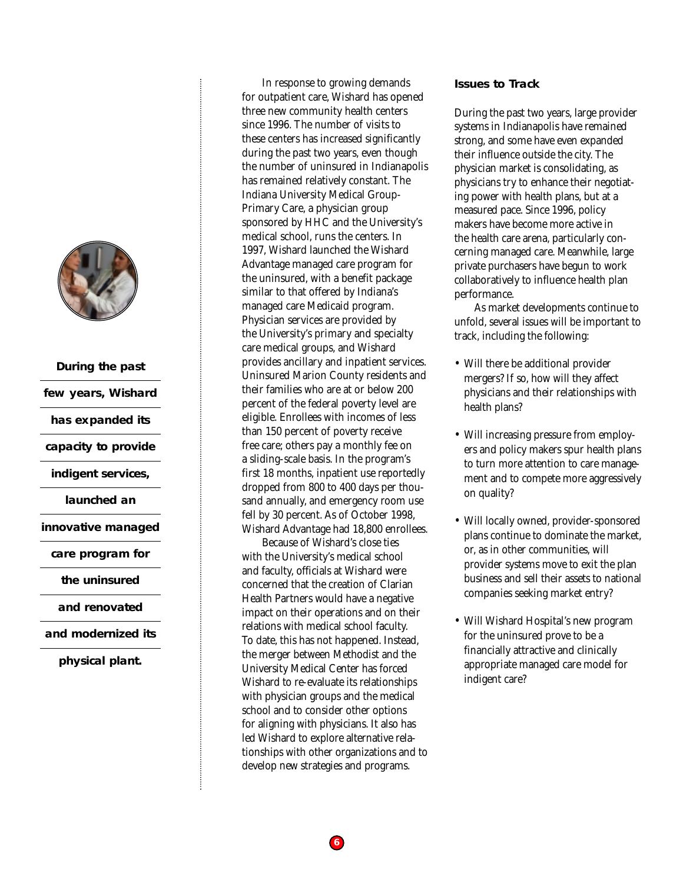**During the past few years, Wishard has expanded its capacity to provide indigent services, launched an innovative managed care program for the uninsured and renovated and modernized its physical plant.**

In response to growing demands for outpatient care, Wishard has opened three new community health centers since 1996. The number of visits to these centers has increased significantly during the past two years, even though the number of uninsured in Indianapolis has remained relatively constant. The Indiana University Medical Group-Primary Care, a physician group sponsored by HHC and the University's medical school, runs the centers. In 1997, Wishard launched the Wishard Advantage managed care program for the uninsured, with a benefit package similar to that offered by Indiana's managed care Medicaid program. Physician services are provided by the University's primary and specialty care medical groups, and Wishard provides ancillary and inpatient services. Uninsured Marion County residents and their families who are at or below 200 percent of the federal poverty level are eligible. Enrollees with incomes of less than 150 percent of poverty receive free care; others pay a monthly fee on a sliding-scale basis. In the program's first 18 months, inpatient use reportedly dropped from 800 to 400 days per thousand annually, and emergency room use fell by 30 percent. As of October 1998, Wishard Advantage had 18,800 enrollees.

Because of Wishard's close ties with the University's medical school and faculty, officials at Wishard were concerned that the creation of Clarian Health Partners would have a negative impact on their operations and on their relations with medical school faculty. To date, this has not happened. Instead, the merger between Methodist and the University Medical Center has forced Wishard to re-evaluate its relationships with physician groups and the medical school and to consider other options for aligning with physicians. It also has led Wishard to explore alternative relationships with other organizations and to develop new strategies and programs.

## Issues to Track

During the past two years, large provider systems in Indianapolis have remained strong, and some have even expanded their influence outside the city. The physician market is consolidating, as physicians try to enhance their negotiating power with health plans, but at a measured pace. Since 1996, policy makers have become more active in the health care arena, particularly concerning managed care. Meanwhile, large private purchasers have begun to work collaboratively to influence health plan performance.

As market developments continue to unfold, several issues will be important to track, including the following:

- Will there be additional provider mergers? If so, how will they affect physicians and their relationships with health plans?
- Will increasing pressure from employers and policy makers spur health plans to turn more attention to care management and to compete more aggressively on quality?
- Will locally owned, provider-sponsored plans continue to dominate the market, or, as in other communities, will provider systems move to exit the plan business and sell their assets to national companies seeking market entry?
- Will Wishard Hospital's new program for the uninsured prove to be a financially attractive and clinically appropriate managed care model for indigent care?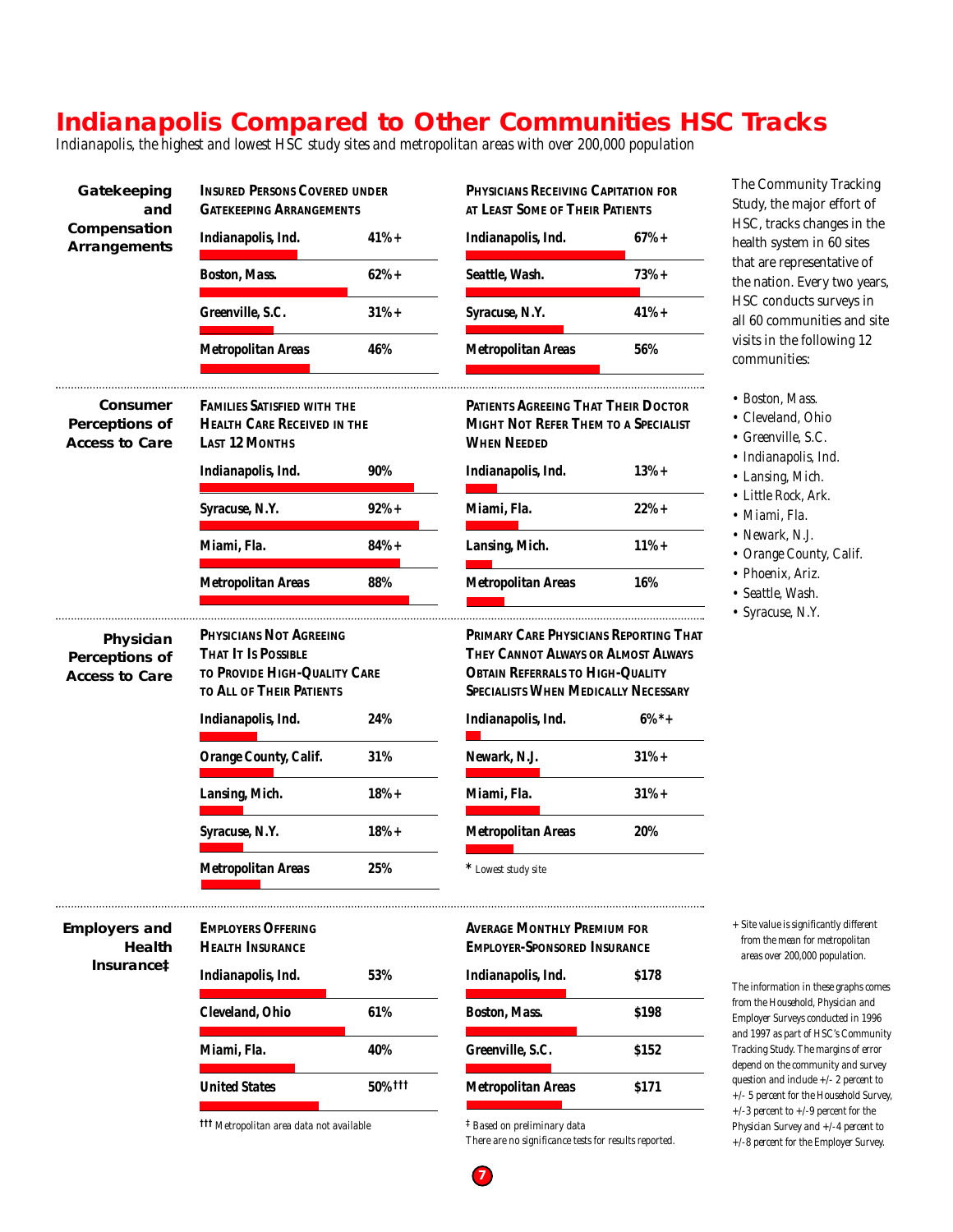# Indianapolis Compared to Other Communities HSC Tracks

*Indianapolis, the highest and lowest HSC study sites and metropolitan areas with over 200,000 population*

## Gatekeeping and Compensation Arrangements

**Insured Persons Covered under Gatekeeping Arrangements**

| Site | Value |
|---|---|
| Indianapolis, Ind. | 41%+ |
| Boston, Mass. | 62%+ |
| Greenville, S.C. | 31%+ |
| Metropolitan Areas | 46% |

**Physicians Receiving Capitation for at Least Some of Their Patients**

| Site | Value |
|---|---|
| Indianapolis, Ind. | 67%+ |
| Seattle, Wash. | 73%+ |
| Syracuse, N.Y. | 41%+ |
| Metropolitan Areas | 56% |

## Consumer Perceptions of Access to Care

**Families Satisfied with the Health Care Received in the Last 12 Months**

| Site | Value |
|---|---|
| Indianapolis, Ind. | 90% |
| Syracuse, N.Y. | 92%+ |
| Miami, Fla. | 84%+ |
| Metropolitan Areas | 88% |

**Patients Agreeing That Their Doctor Might Not Refer Them to a Specialist When Needed**

| Site | Value |
|---|---|
| Indianapolis, Ind. | 13%+ |
| Miami, Fla. | 22%+ |
| Lansing, Mich. | 11%+ |
| Metropolitan Areas | 16% |

## Physician Perceptions of Access to Care

**Physicians Not Agreeing That It Is Possible to Provide High-Quality Care to All of Their Patients**

| Site | Value |
|---|---|
| Indianapolis, Ind. | 24% |
| Orange County, Calif. | 31% |
| Lansing, Mich. | 18%+ |
| Syracuse, N.Y. | 18%+ |
| Metropolitan Areas | 25% |

**Primary Care Physicians Reporting That They Cannot Always or Almost Always Obtain Referrals to High-Quality Specialists When Medically Necessary**

| Site | Value |
|---|---|
| Indianapolis, Ind. | 6%*+ |
| Newark, N.J. | 31%+ |
| Miami, Fla. | 31%+ |
| Metropolitan Areas | 20% |

\* Lowest study site

## Employers and Health Insurance‡

**Employers Offering Health Insurance**

| Site | Value |
|---|---|
| Indianapolis, Ind. | 53% |
| Cleveland, Ohio | 61% |
| Miami, Fla. | 40% |
| United States | 50%††† |

††† Metropolitan area data not available

**Average Monthly Premium for Employer-Sponsored Insurance**

| Site | Value |
|---|---|
| Indianapolis, Ind. | $178 |
| Boston, Mass. | $198 |
| Greenville, S.C. | $152 |
| Metropolitan Areas | $171 |

‡ Based on preliminary data

There are no significance tests for results reported.

---

The Community Tracking Study, the major effort of HSC, tracks changes in the health system in 60 sites that are representative of the nation. Every two years, HSC conducts surveys in all 60 communities and site visits in the following 12 communities:

- Boston, Mass.
- Cleveland, Ohio
- Greenville, S.C.
- Indianapolis, Ind.
- Lansing, Mich.
- Little Rock, Ark.
- Miami, Fla.
- Newark, N.J.
- Orange County, Calif.
- Phoenix, Ariz.
- Seattle, Wash.
- Syracuse, N.Y.

+ Site value is significantly different from the mean for metropolitan areas over 200,000 population.

The information in these graphs comes from the Household, Physician and Employer Surveys conducted in 1996 and 1997 as part of HSC's Community Tracking Study. The margins of error depend on the community and survey question and include +/- 2 percent to +/- 5 percent for the Household Survey, +/-3 percent to +/-9 percent for the Physician Survey and +/-4 percent to +/-8 percent for the Employer Survey.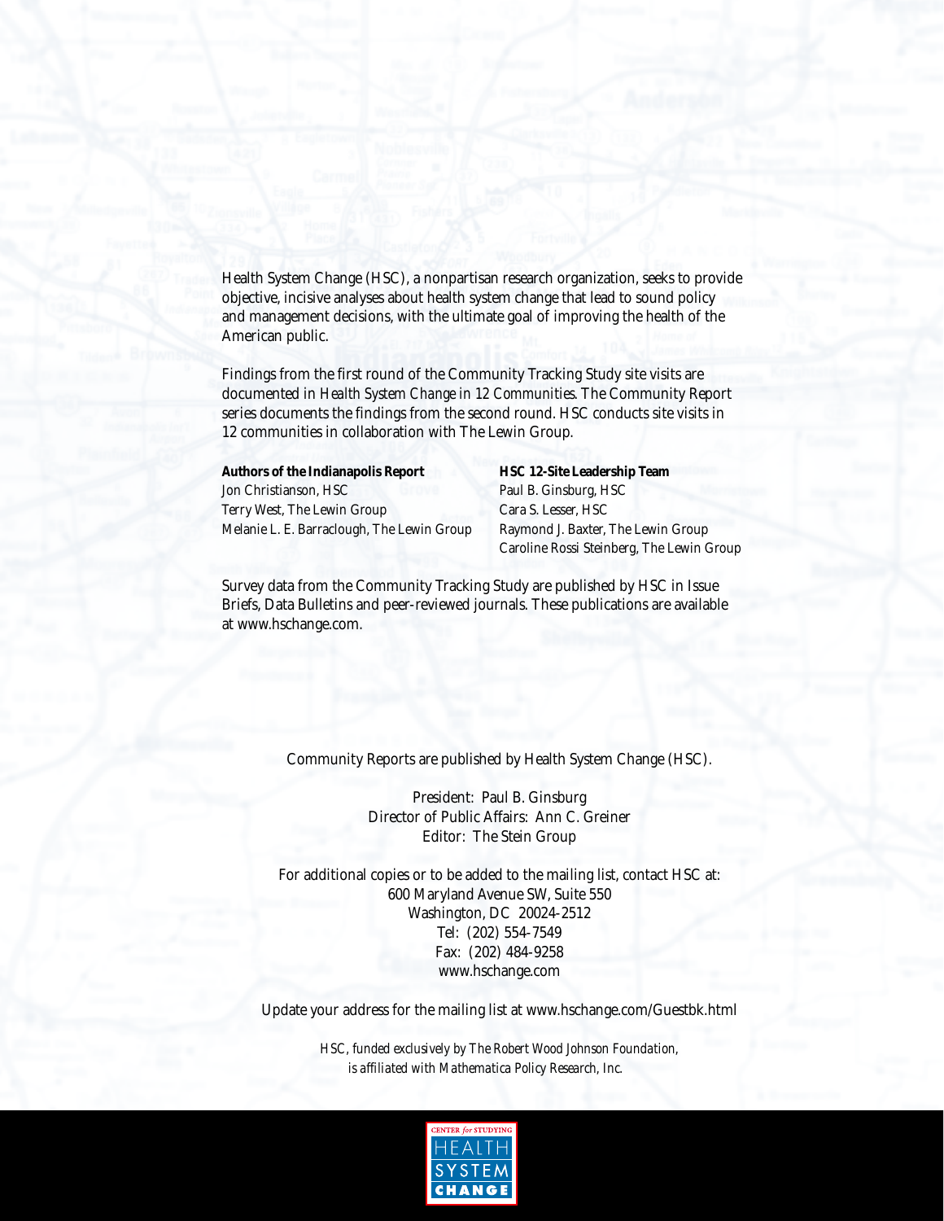Health System Change (HSC), a nonpartisan research organization, seeks to provide objective, incisive analyses about health system change that lead to sound policy and management decisions, with the ultimate goal of improving the health of the American public.

Findings from the first round of the Community Tracking Study site visits are documented in *Health System Change in 12 Communities.* The Community Report series documents the findings from the second round. HSC conducts site visits in 12 communities in collaboration with The Lewin Group.

**Authors of the Indianapolis Report**
Jon Christianson, HSC
Terry West, The Lewin Group
Melanie L. E. Barraclough, The Lewin Group

**HSC 12-Site Leadership Team**
Paul B. Ginsburg, HSC
Cara S. Lesser, HSC
Raymond J. Baxter, The Lewin Group
Caroline Rossi Steinberg, The Lewin Group

Survey data from the Community Tracking Study are published by HSC in Issue Briefs, Data Bulletins and peer-reviewed journals. These publications are available at www.hschange.com.

Community Reports are published by Health System Change (HSC).

President: Paul B. Ginsburg
Director of Public Affairs: Ann C. Greiner
Editor: The Stein Group

For additional copies or to be added to the mailing list, contact HSC at:
600 Maryland Avenue SW, Suite 550
Washington, DC 20024-2512
Tel: (202) 554-7549
Fax: (202) 484-9258
www.hschange.com

Update your address for the mailing list at www.hschange.com/Guestbk.html

*HSC, funded exclusively by The Robert Wood Johnson Foundation, is affiliated with Mathematica Policy Research, Inc.*

CENTER *for* STUDYING HEALTH SYSTEM CHANGE